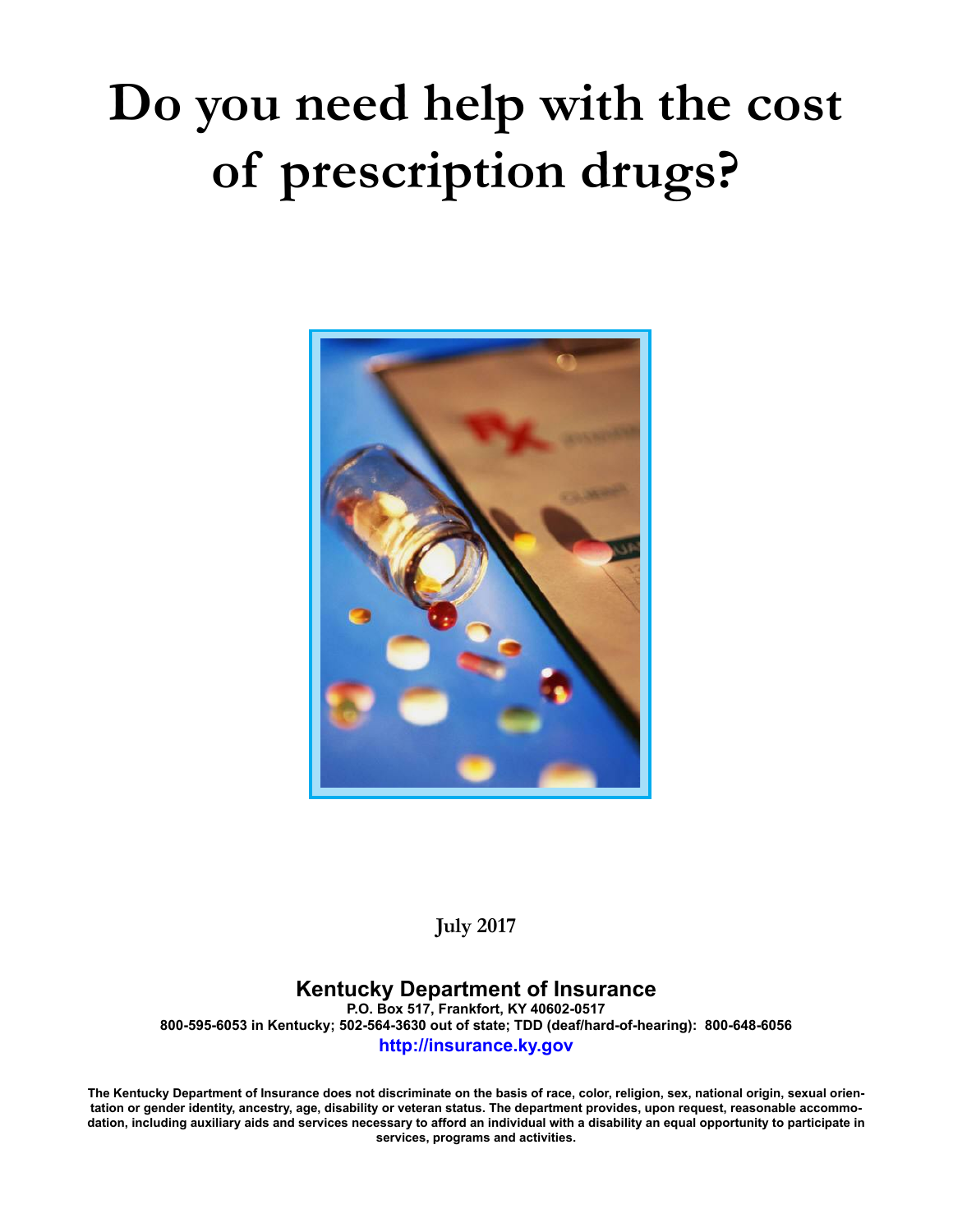# Do you need help with the cost of prescription drugs?

July 2017

**Kentucky Department of Insurance**

**P.O. Box 517, Frankfort, KY 40602-0517**

**800-595-6053 in Kentucky; 502-564-3630 out of state; TDD (deaf/hard-of-hearing): 800-648-6056**

**http://insurance.ky.gov**

**The Kentucky Department of Insurance does not discriminate on the basis of race, color, religion, sex, national origin, sexual orientation or gender identity, ancestry, age, disability or veteran status. The department provides, upon request, reasonable accommodation, including auxiliary aids and services necessary to afford an individual with a disability an equal opportunity to participate in services, programs and activities.**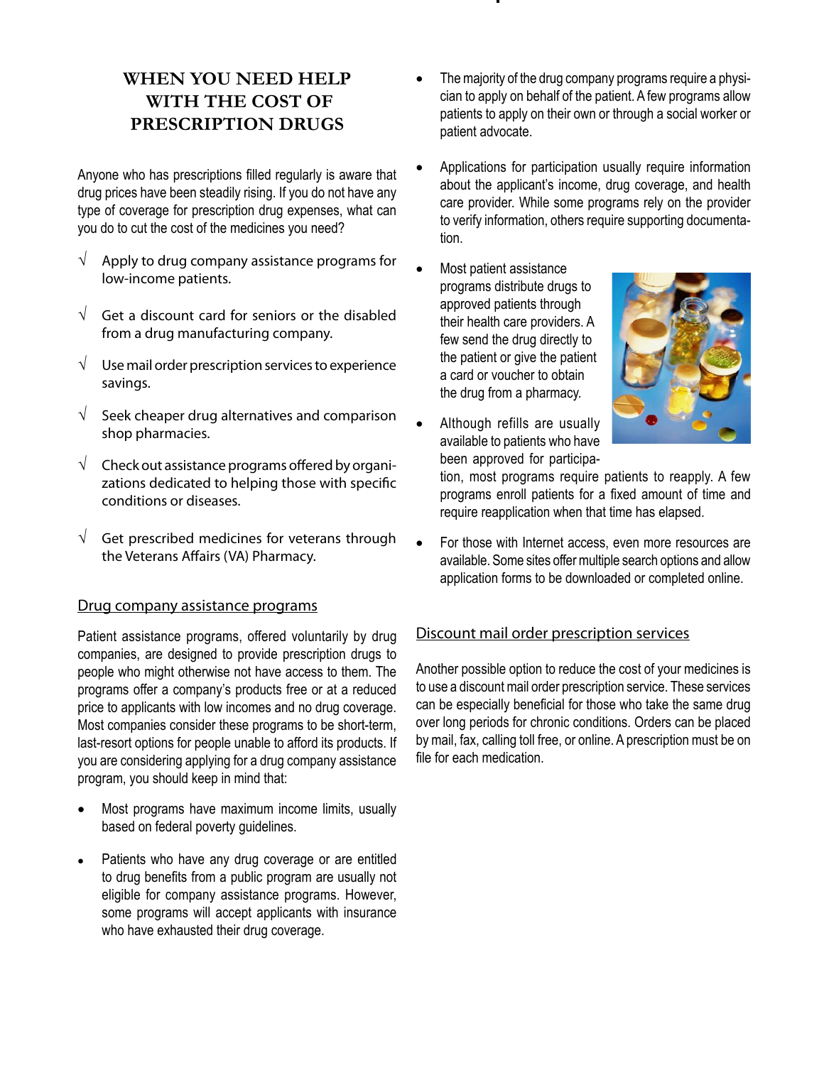# WHEN YOU NEED HELP WITH THE COST OF PRESCRIPTION DRUGS

Anyone who has prescriptions filled regularly is aware that drug prices have been steadily rising. If you do not have any type of coverage for prescription drug expenses, what can you do to cut the cost of the medicines you need?

- √ Apply to drug company assistance programs for low-income patients.
- √ Get a discount card for seniors or the disabled from a drug manufacturing company.
- √ Use mail order prescription services to experience savings.
- √ Seek cheaper drug alternatives and comparison shop pharmacies.
- √ Check out assistance programs offered by organizations dedicated to helping those with specific conditions or diseases.
- √ Get prescribed medicines for veterans through the Veterans Affairs (VA) Pharmacy.

## Drug company assistance programs

Patient assistance programs, offered voluntarily by drug companies, are designed to provide prescription drugs to people who might otherwise not have access to them. The programs offer a company's products free or at a reduced price to applicants with low incomes and no drug coverage. Most companies consider these programs to be short-term, last-resort options for people unable to afford its products. If you are considering applying for a drug company assistance program, you should keep in mind that:

- Most programs have maximum income limits, usually based on federal poverty guidelines.
- Patients who have any drug coverage or are entitled to drug benefits from a public program are usually not eligible for company assistance programs. However, some programs will accept applicants with insurance who have exhausted their drug coverage.
- The majority of the drug company programs require a physician to apply on behalf of the patient. A few programs allow patients to apply on their own or through a social worker or patient advocate.
- Applications for participation usually require information about the applicant's income, drug coverage, and health care provider. While some programs rely on the provider to verify information, others require supporting documentation.
- Most patient assistance programs distribute drugs to approved patients through their health care providers. A few send the drug directly to the patient or give the patient a card or voucher to obtain the drug from a pharmacy.
- Although refills are usually available to patients who have been approved for participation, most programs require patients to reapply. A few programs enroll patients for a fixed amount of time and require reapplication when that time has elapsed.
- For those with Internet access, even more resources are available. Some sites offer multiple search options and allow application forms to be downloaded or completed online.

## Discount mail order prescription services

Another possible option to reduce the cost of your medicines is to use a discount mail order prescription service. These services can be especially beneficial for those who take the same drug over long periods for chronic conditions. Orders can be placed by mail, fax, calling toll free, or online. A prescription must be on file for each medication.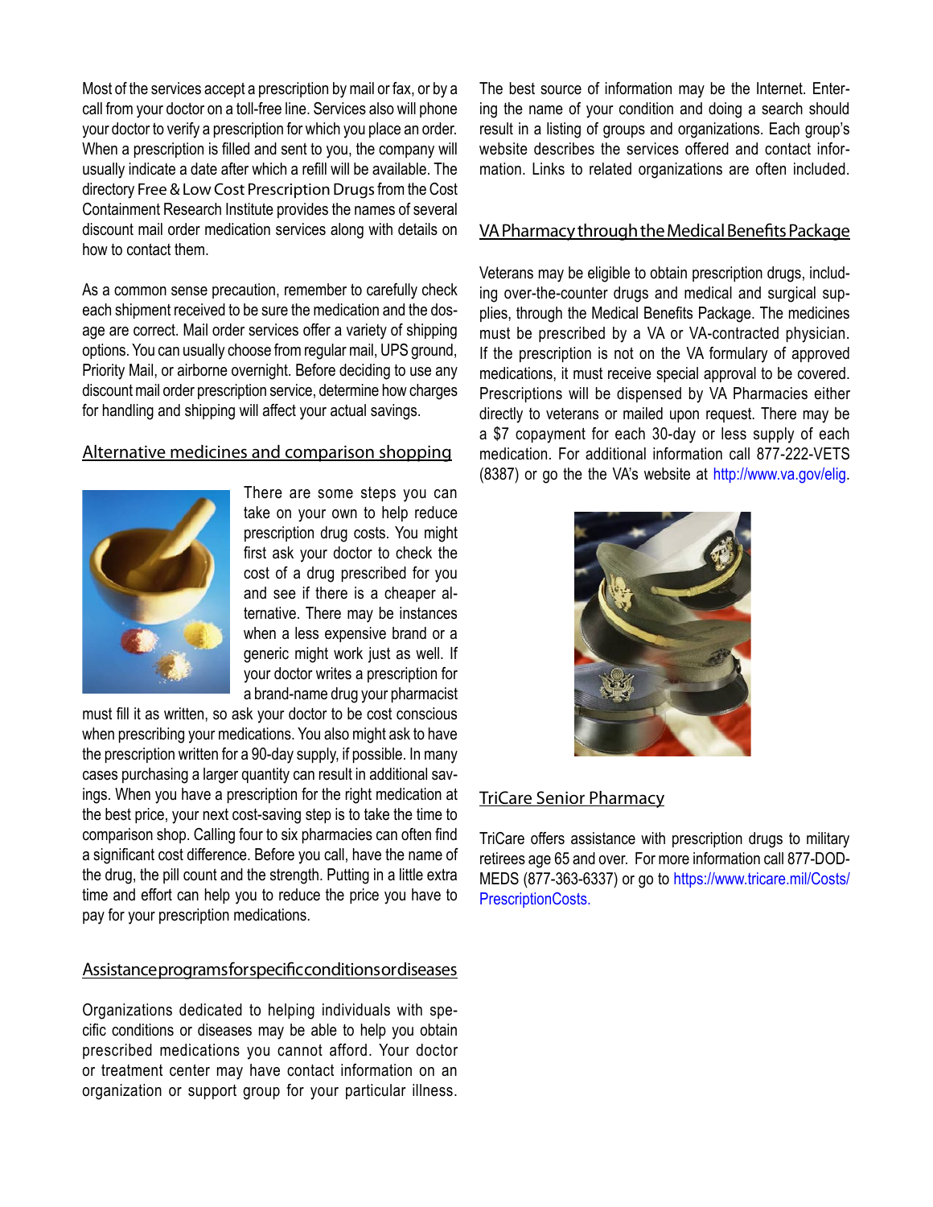Most of the services accept a prescription by mail or fax, or by a call from your doctor on a toll-free line. Services also will phone your doctor to verify a prescription for which you place an order. When a prescription is filled and sent to you, the company will usually indicate a date after which a refill will be available. The directory Free & Low Cost Prescription Drugs from the Cost Containment Research Institute provides the names of several discount mail order medication services along with details on how to contact them.

As a common sense precaution, remember to carefully check each shipment received to be sure the medication and the dosage are correct. Mail order services offer a variety of shipping options. You can usually choose from regular mail, UPS ground, Priority Mail, or airborne overnight. Before deciding to use any discount mail order prescription service, determine how charges for handling and shipping will affect your actual savings.

## Alternative medicines and comparison shopping

There are some steps you can take on your own to help reduce prescription drug costs. You might first ask your doctor to check the cost of a drug prescribed for you and see if there is a cheaper alternative. There may be instances when a less expensive brand or a generic might work just as well. If your doctor writes a prescription for a brand-name drug your pharmacist must fill it as written, so ask your doctor to be cost conscious when prescribing your medications. You also might ask to have the prescription written for a 90-day supply, if possible. In many cases purchasing a larger quantity can result in additional savings. When you have a prescription for the right medication at the best price, your next cost-saving step is to take the time to comparison shop. Calling four to six pharmacies can often find a significant cost difference. Before you call, have the name of the drug, the pill count and the strength. Putting in a little extra time and effort can help you to reduce the price you have to pay for your prescription medications.

## Assistance programs for specific conditions or diseases

Organizations dedicated to helping individuals with specific conditions or diseases may be able to help you obtain prescribed medications you cannot afford. Your doctor or treatment center may have contact information on an organization or support group for your particular illness. The best source of information may be the Internet. Entering the name of your condition and doing a search should result in a listing of groups and organizations. Each group's website describes the services offered and contact information. Links to related organizations are often included.

## VA Pharmacy through the Medical Benefits Package

Veterans may be eligible to obtain prescription drugs, including over-the-counter drugs and medical and surgical supplies, through the Medical Benefits Package. The medicines must be prescribed by a VA or VA-contracted physician. If the prescription is not on the VA formulary of approved medications, it must receive special approval to be covered. Prescriptions will be dispensed by VA Pharmacies either directly to veterans or mailed upon request. There may be a $7 copayment for each 30-day or less supply of each medication. For additional information call 877-222-VETS (8387) or go the the VA's website at http://www.va.gov/elig.

## TriCare Senior Pharmacy

TriCare offers assistance with prescription drugs to military retirees age 65 and over. For more information call 877-DOD-MEDS (877-363-6337) or go to https://www.tricare.mil/Costs/PrescriptionCosts.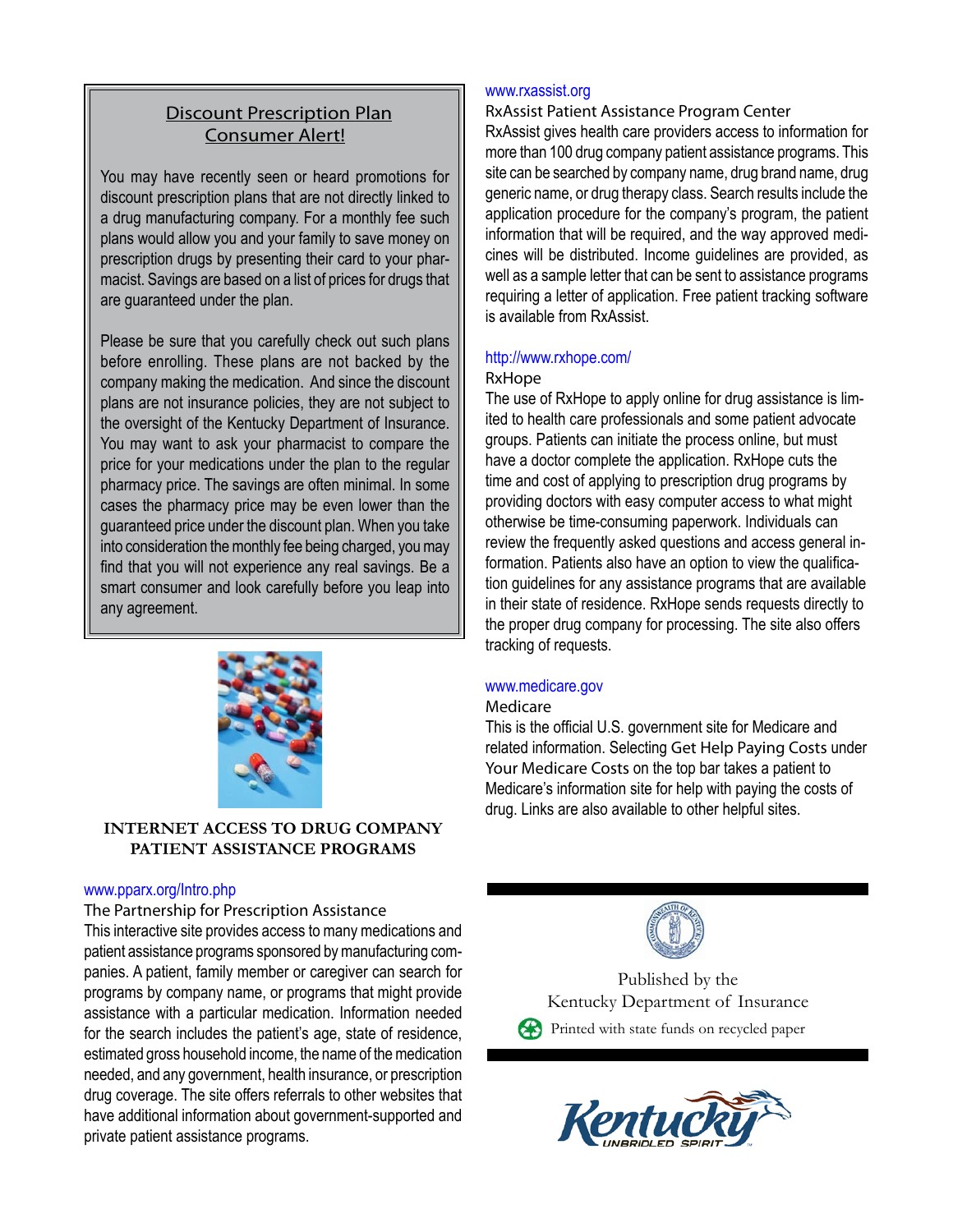## Discount Prescription Plan Consumer Alert!

You may have recently seen or heard promotions for discount prescription plans that are not directly linked to a drug manufacturing company. For a monthly fee such plans would allow you and your family to save money on prescription drugs by presenting their card to your pharmacist. Savings are based on a list of prices for drugs that are guaranteed under the plan.

Please be sure that you carefully check out such plans before enrolling. These plans are not backed by the company making the medication. And since the discount plans are not insurance policies, they are not subject to the oversight of the Kentucky Department of Insurance. You may want to ask your pharmacist to compare the price for your medications under the plan to the regular pharmacy price. The savings are often minimal. In some cases the pharmacy price may be even lower than the guaranteed price under the discount plan. When you take into consideration the monthly fee being charged, you may find that you will not experience any real savings. Be a smart consumer and look carefully before you leap into any agreement.

## INTERNET ACCESS TO DRUG COMPANY PATIENT ASSISTANCE PROGRAMS

www.pparx.org/Intro.php

The Partnership for Prescription Assistance

This interactive site provides access to many medications and patient assistance programs sponsored by manufacturing companies. A patient, family member or caregiver can search for programs by company name, or programs that might provide assistance with a particular medication. Information needed for the search includes the patient's age, state of residence, estimated gross household income, the name of the medication needed, and any government, health insurance, or prescription drug coverage. The site offers referrals to other websites that have additional information about government-supported and private patient assistance programs.

www.rxassist.org

RxAssist Patient Assistance Program Center

RxAssist gives health care providers access to information for more than 100 drug company patient assistance programs. This site can be searched by company name, drug brand name, drug generic name, or drug therapy class. Search results include the application procedure for the company's program, the patient information that will be required, and the way approved medicines will be distributed. Income guidelines are provided, as well as a sample letter that can be sent to assistance programs requiring a letter of application. Free patient tracking software is available from RxAssist.

http://www.rxhope.com/

RxHope

The use of RxHope to apply online for drug assistance is limited to health care professionals and some patient advocate groups. Patients can initiate the process online, but must have a doctor complete the application. RxHope cuts the time and cost of applying to prescription drug programs by providing doctors with easy computer access to what might otherwise be time-consuming paperwork. Individuals can review the frequently asked questions and access general information. Patients also have an option to view the qualification guidelines for any assistance programs that are available in their state of residence. RxHope sends requests directly to the proper drug company for processing. The site also offers tracking of requests.

www.medicare.gov

Medicare

This is the official U.S. government site for Medicare and related information. Selecting Get Help Paying Costs under Your Medicare Costs on the top bar takes a patient to Medicare's information site for help with paying the costs of drug. Links are also available to other helpful sites.

Published by the
Kentucky Department of Insurance

Printed with state funds on recycled paper

Kentucky
UNBRIDLED SPIRIT